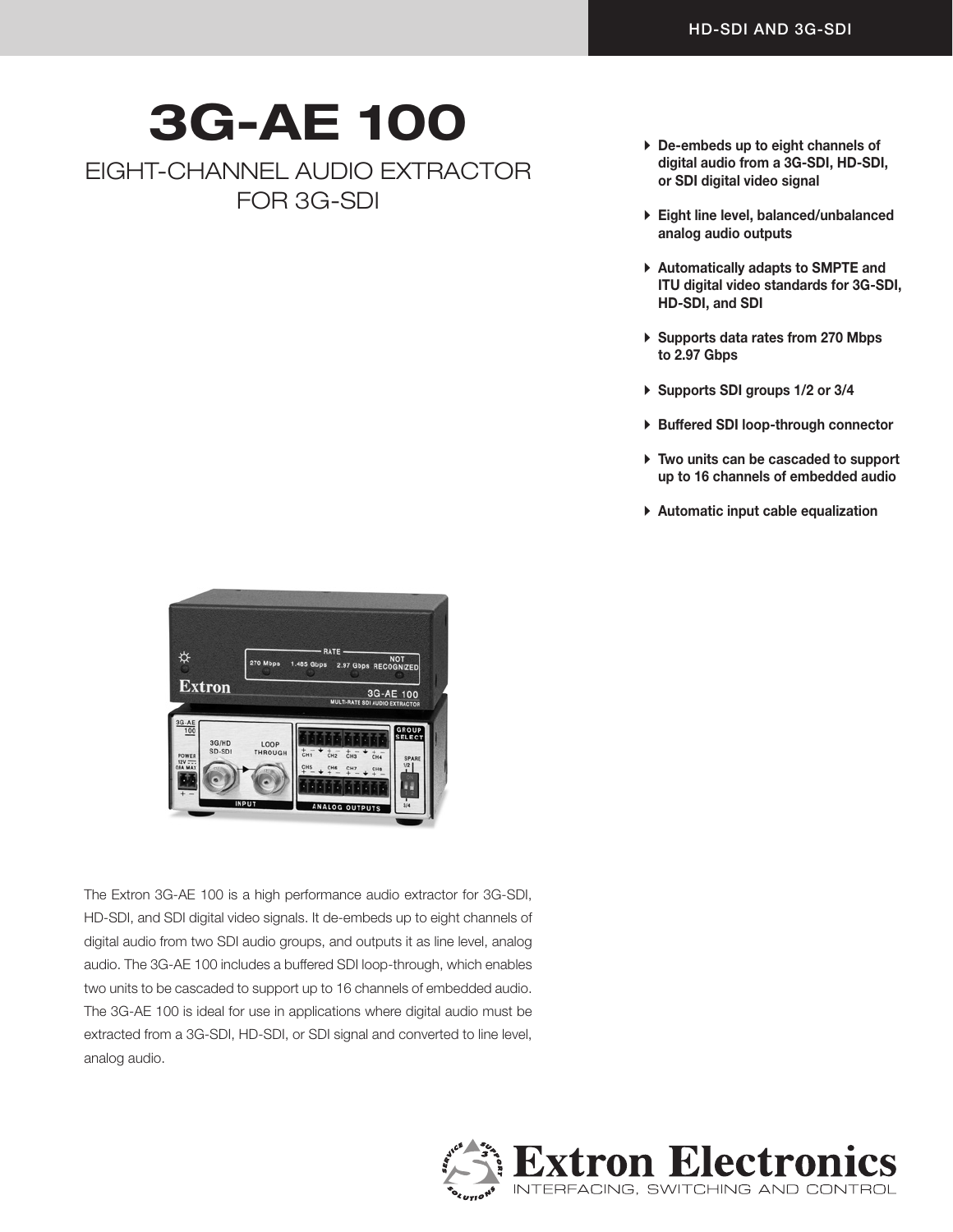HD-SDI AND 3G-SDI

# 3G-AE 100

## EIGHT-CHANNEL AUDIO EXTRACTOR FOR 3G-SDI

- **De-embeds up to eight channels of digital audio from a 3G-SDI, HD-SDI, or SDI digital video signal**
- **Eight line level, balanced/unbalanced analog audio outputs**
- **Automatically adapts to SMPTE and ITU digital video standards for 3G-SDI, HD-SDI, and SDI**
- **Supports data rates from 270 Mbps to 2.97 Gbps**
- **Supports SDI groups 1/2 or 3/4**
- **Buffered SDI loop-through connector**
- **Two units can be cascaded to support up to 16 channels of embedded audio**
- **Automatic input cable equalization**

The Extron 3G-AE 100 is a high performance audio extractor for 3G-SDI, HD-SDI, and SDI digital video signals. It de-embeds up to eight channels of digital audio from two SDI audio groups, and outputs it as line level, analog audio. The 3G-AE 100 includes a buffered SDI loop-through, which enables two units to be cascaded to support up to 16 channels of embedded audio. The 3G-AE 100 is ideal for use in applications where digital audio must be extracted from a 3G-SDI, HD-SDI, or SDI signal and converted to line level, analog audio.

Extron Electronics
INTERFACING, SWITCHING AND CONTROL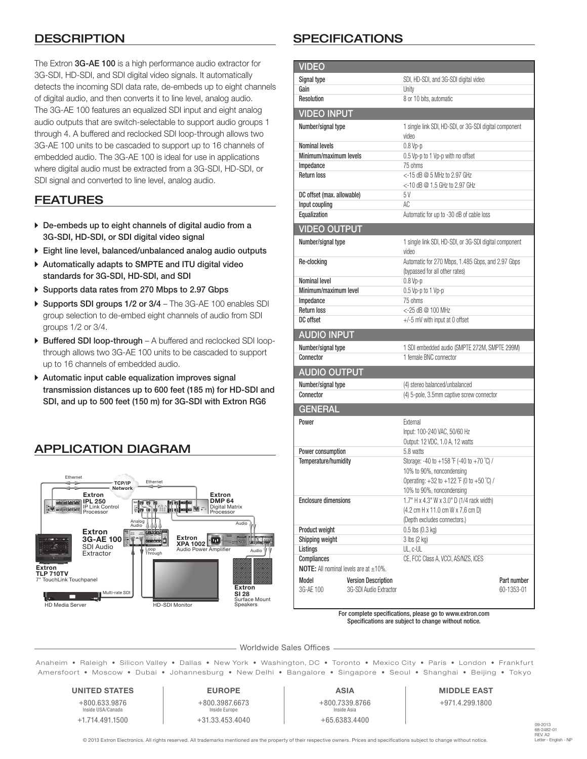## DESCRIPTION

The Extron **3G-AE 100** is a high performance audio extractor for 3G-SDI, HD-SDI, and SDI digital video signals. It automatically detects the incoming SDI data rate, de-embeds up to eight channels of digital audio, and then converts it to line level, analog audio. The 3G-AE 100 features an equalized SDI input and eight analog audio outputs that are switch-selectable to support audio groups 1 through 4. A buffered and reclocked SDI loop-through allows two 3G-AE 100 units to be cascaded to support up to 16 channels of embedded audio. The 3G-AE 100 is ideal for use in applications where digital audio must be extracted from a 3G-SDI, HD-SDI, or SDI signal and converted to line level, analog audio.

## FEATURES

- **De-embeds up to eight channels of digital audio from a 3G-SDI, HD-SDI, or SDI digital video signal**
- **Eight line level, balanced/unbalanced analog audio outputs**
- **Automatically adapts to SMPTE and ITU digital video standards for 3G-SDI, HD-SDI, and SDI**
- **Supports data rates from 270 Mbps to 2.97 Gbps**
- **Supports SDI groups 1/2 or 3/4** – The 3G-AE 100 enables SDI group selection to de-embed eight channels of audio from SDI groups 1/2 or 3/4.
- **Buffered SDI loop-through** – A buffered and reclocked SDI loop-through allows two 3G-AE 100 units to be cascaded to support up to 16 channels of embedded audio.
- **Automatic input cable equalization improves signal transmission distances up to 600 feet (185 m) for HD-SDI and SDI, and up to 500 feet (150 m) for 3G-SDI with Extron RG6**

## APPLICATION DIAGRAM

Ethernet
TCP/IP Network
Ethernet
Extron IPL 250 IP Link Control Processor
Extron DMP 64 Digital Matrix Processor
Analog Audio
Audio
Extron 3G-AE 100 SDI Audio Extractor
Extron XPA 1002 Audio Power Amplifier
Loop Through
Audio
Extron TLP 710TV 7" TouchLink Touchpanel
Multi-rate SDI
Extron SI 28 Surface Mount Speakers
HD Media Server
HD-SDI Monitor

## SPECIFICATIONS

| | |
|---|---|
| **VIDEO** | |
| Signal type | SDI, HD-SDI, and 3G-SDI digital video |
| Gain | Unity |
| Resolution | 8 or 10 bits, automatic |
| **VIDEO INPUT** | |
| Number/signal type | 1 single link SDI, HD-SDI, or 3G-SDI digital component video |
| Nominal levels | 0.8 Vp-p |
| Minimum/maximum levels | 0.5 Vp-p to 1 Vp-p with no offset |
| Impedance | 75 ohms |
| Return loss | <-15 dB @ 5 MHz to 2.97 GHz<br><-10 dB @ 1.5 GHz to 2.97 GHz |
| DC offset (max. allowable) | 5 V |
| Input coupling | AC |
| Equalization | Automatic for up to -30 dB of cable loss |
| **VIDEO OUTPUT** | |
| Number/signal type | 1 single link SDI, HD-SDI, or 3G-SDI digital component video |
| Re-clocking | Automatic for 270 Mbps, 1.485 Gbps, and 2.97 Gbps (bypassed for all other rates) |
| Nominal level | 0.8 Vp-p |
| Minimum/maximum level | 0.5 Vp-p to 1 Vp-p |
| Impedance | 75 ohms |
| Return loss | <-25 dB @ 100 MHz |
| DC offset | +/-5 mV with input at 0 offset |
| **AUDIO INPUT** | |
| Number/signal type | 1 SDI embedded audio (SMPTE 272M, SMPTE 299M) |
| Connector | 1 female BNC connector |
| **AUDIO OUTPUT** | |
| Number/signal type | (4) stereo balanced/unbalanced |
| Connector | (4) 5-pole, 3.5mm captive screw connector |
| **GENERAL** | |
| Power | External<br>Input: 100-240 VAC, 50/60 Hz<br>Output: 12 VDC, 1.0 A, 12 watts |
| Power consumption | 5.8 watts |
| Temperature/humidity | Storage: -40 to +158 °F (-40 to +70 °C) / 10% to 90%, noncondensing<br>Operating: +32 to +122 °F (0 to +50 °C) / 10% to 90%, noncondensing |
| Enclosure dimensions | 1.7" H x 4.3" W x 3.0" D (1/4 rack width)<br>(4.2 cm H x 11.0 cm W x 7.6 cm D)<br>(Depth excludes connectors.) |
| Product weight | 0.5 lbs (0.3 kg) |
| Shipping weight | 3 lbs (2 kg) |
| Listings | UL, c-UL |
| Compliances | CE, FCC Class A, VCCI, AS/NZS, ICES |

**NOTE:** All nominal levels are at ±10%.

| Model | Version Description | Part number |
|---|---|---|
| 3G-AE 100 | 3G-SDI Audio Extractor | 60-1353-01 |

For complete specifications, please go to www.extron.com
Specifications are subject to change without notice.

Worldwide Sales Offices

Anaheim • Raleigh • Silicon Valley • Dallas • New York • Washington, DC • Toronto • Mexico City • Paris • London • Frankfurt
Amersfoort • Moscow • Dubai • Johannesburg • New Delhi • Bangalore • Singapore • Seoul • Shanghai • Beijing • Tokyo

| UNITED STATES | EUROPE | ASIA | MIDDLE EAST |
|---|---|---|---|
| +800.633.9876<br>Inside USA/Canada | +800.3987.6673<br>Inside Europe | +800.7339.8766<br>Inside Asia | +971.4.299.1800 |
| +1.714.491.1500 | +31.33.453.4040 | +65.6383.4400 | |

09-2013
68-2482-01
REV. A2
Letter - English - NP

© 2013 Extron Electronics. All rights reserved. All trademarks mentioned are the property of their respective owners. Prices and specifications subject to change without notice.